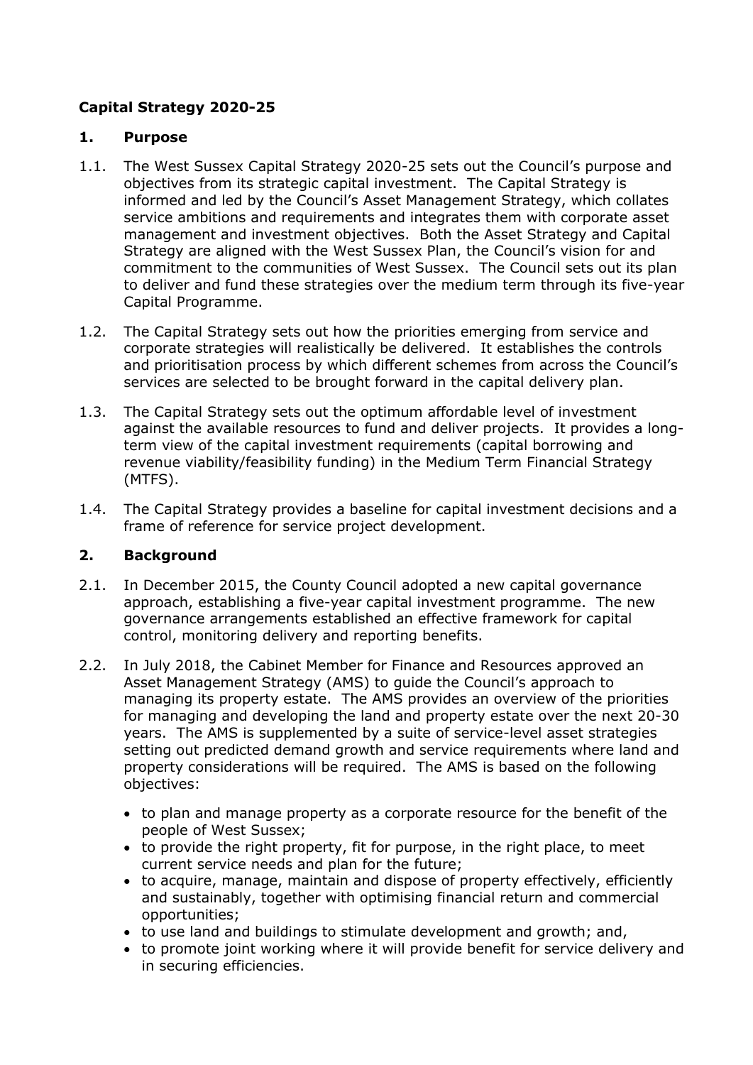# Capital Strategy 2020-25

## 1. Purpose

1.1. The West Sussex Capital Strategy 2020-25 sets out the Council's purpose and objectives from its strategic capital investment. The Capital Strategy is informed and led by the Council's Asset Management Strategy, which collates service ambitions and requirements and integrates them with corporate asset management and investment objectives. Both the Asset Strategy and Capital Strategy are aligned with the West Sussex Plan, the Council's vision for and commitment to the communities of West Sussex. The Council sets out its plan to deliver and fund these strategies over the medium term through its five-year Capital Programme.

1.2. The Capital Strategy sets out how the priorities emerging from service and corporate strategies will realistically be delivered. It establishes the controls and prioritisation process by which different schemes from across the Council's services are selected to be brought forward in the capital delivery plan.

1.3. The Capital Strategy sets out the optimum affordable level of investment against the available resources to fund and deliver projects. It provides a long-term view of the capital investment requirements (capital borrowing and revenue viability/feasibility funding) in the Medium Term Financial Strategy (MTFS).

1.4. The Capital Strategy provides a baseline for capital investment decisions and a frame of reference for service project development.

## 2. Background

2.1. In December 2015, the County Council adopted a new capital governance approach, establishing a five-year capital investment programme. The new governance arrangements established an effective framework for capital control, monitoring delivery and reporting benefits.

2.2. In July 2018, the Cabinet Member for Finance and Resources approved an Asset Management Strategy (AMS) to guide the Council's approach to managing its property estate. The AMS provides an overview of the priorities for managing and developing the land and property estate over the next 20-30 years. The AMS is supplemented by a suite of service-level asset strategies setting out predicted demand growth and service requirements where land and property considerations will be required. The AMS is based on the following objectives:

- to plan and manage property as a corporate resource for the benefit of the people of West Sussex;
- to provide the right property, fit for purpose, in the right place, to meet current service needs and plan for the future;
- to acquire, manage, maintain and dispose of property effectively, efficiently and sustainably, together with optimising financial return and commercial opportunities;
- to use land and buildings to stimulate development and growth; and,
- to promote joint working where it will provide benefit for service delivery and in securing efficiencies.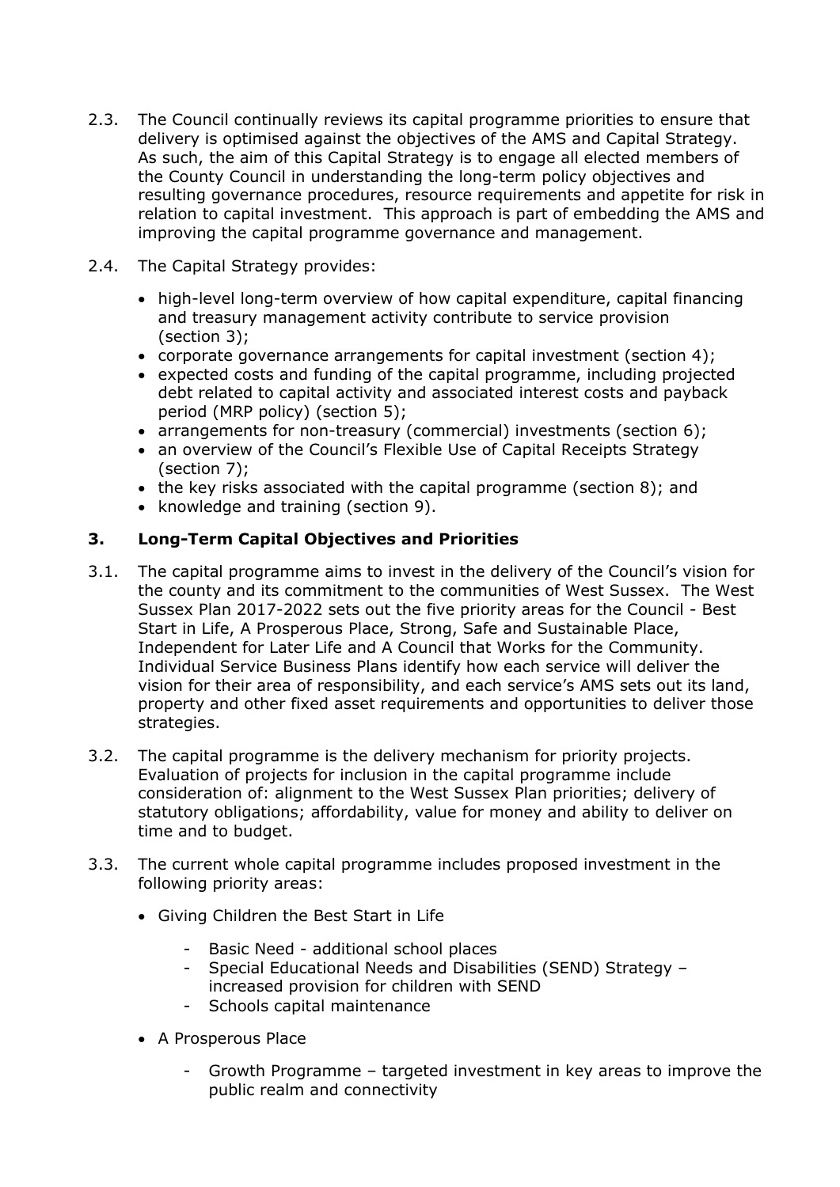2.3. The Council continually reviews its capital programme priorities to ensure that delivery is optimised against the objectives of the AMS and Capital Strategy. As such, the aim of this Capital Strategy is to engage all elected members of the County Council in understanding the long-term policy objectives and resulting governance procedures, resource requirements and appetite for risk in relation to capital investment. This approach is part of embedding the AMS and improving the capital programme governance and management.

2.4. The Capital Strategy provides:

- high-level long-term overview of how capital expenditure, capital financing and treasury management activity contribute to service provision (section 3);
- corporate governance arrangements for capital investment (section 4);
- expected costs and funding of the capital programme, including projected debt related to capital activity and associated interest costs and payback period (MRP policy) (section 5);
- arrangements for non-treasury (commercial) investments (section 6);
- an overview of the Council's Flexible Use of Capital Receipts Strategy (section 7);
- the key risks associated with the capital programme (section 8); and
- knowledge and training (section 9).

## 3. Long-Term Capital Objectives and Priorities

3.1. The capital programme aims to invest in the delivery of the Council's vision for the county and its commitment to the communities of West Sussex. The West Sussex Plan 2017-2022 sets out the five priority areas for the Council - Best Start in Life, A Prosperous Place, Strong, Safe and Sustainable Place, Independent for Later Life and A Council that Works for the Community. Individual Service Business Plans identify how each service will deliver the vision for their area of responsibility, and each service's AMS sets out its land, property and other fixed asset requirements and opportunities to deliver those strategies.

3.2. The capital programme is the delivery mechanism for priority projects. Evaluation of projects for inclusion in the capital programme include consideration of: alignment to the West Sussex Plan priorities; delivery of statutory obligations; affordability, value for money and ability to deliver on time and to budget.

3.3. The current whole capital programme includes proposed investment in the following priority areas:

- Giving Children the Best Start in Life
  - Basic Need - additional school places
  - Special Educational Needs and Disabilities (SEND) Strategy – increased provision for children with SEND
  - Schools capital maintenance
- A Prosperous Place
  - Growth Programme – targeted investment in key areas to improve the public realm and connectivity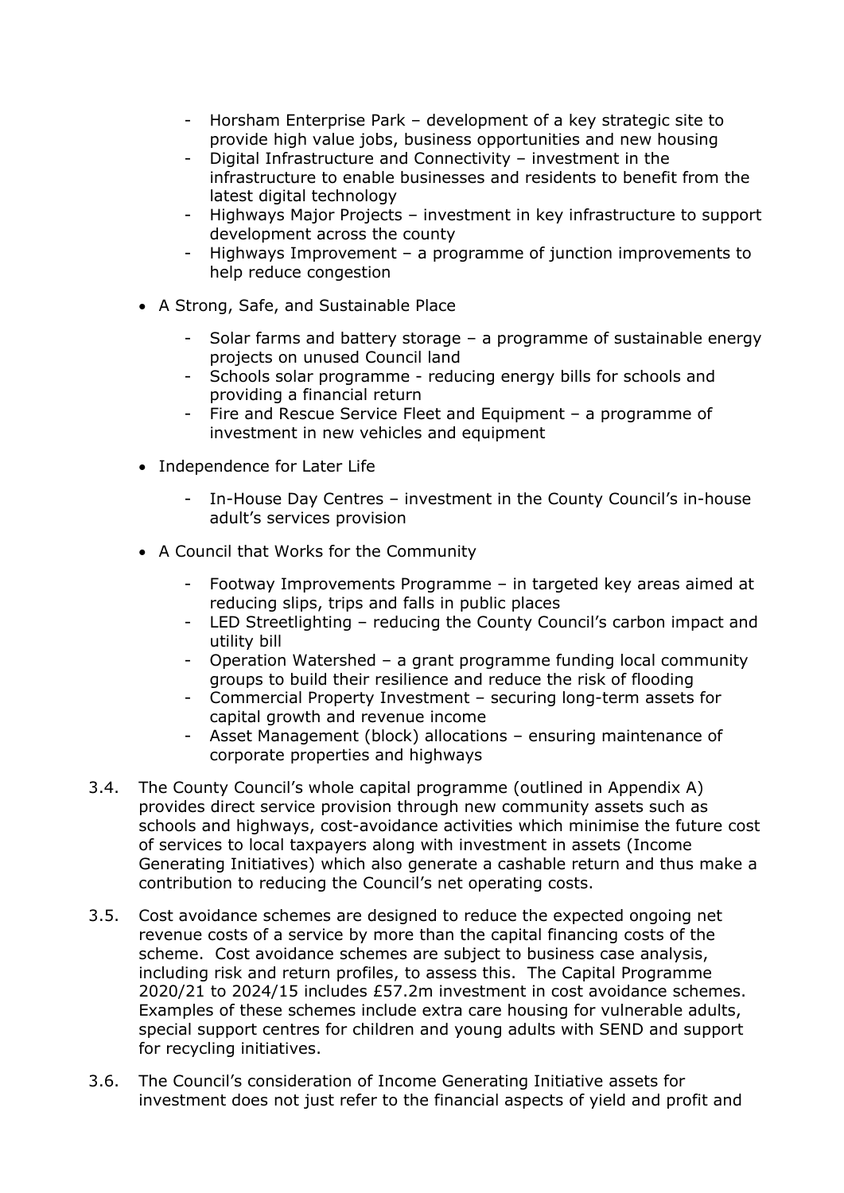- Horsham Enterprise Park – development of a key strategic site to provide high value jobs, business opportunities and new housing
    - Digital Infrastructure and Connectivity – investment in the infrastructure to enable businesses and residents to benefit from the latest digital technology
    - Highways Major Projects – investment in key infrastructure to support development across the county
    - Highways Improvement – a programme of junction improvements to help reduce congestion

- A Strong, Safe, and Sustainable Place

    - Solar farms and battery storage – a programme of sustainable energy projects on unused Council land
    - Schools solar programme - reducing energy bills for schools and providing a financial return
    - Fire and Rescue Service Fleet and Equipment – a programme of investment in new vehicles and equipment

- Independence for Later Life

    - In-House Day Centres – investment in the County Council's in-house adult's services provision

- A Council that Works for the Community

    - Footway Improvements Programme – in targeted key areas aimed at reducing slips, trips and falls in public places
    - LED Streetlighting – reducing the County Council's carbon impact and utility bill
    - Operation Watershed – a grant programme funding local community groups to build their resilience and reduce the risk of flooding
    - Commercial Property Investment – securing long-term assets for capital growth and revenue income
    - Asset Management (block) allocations – ensuring maintenance of corporate properties and highways

3.4. The County Council's whole capital programme (outlined in Appendix A) provides direct service provision through new community assets such as schools and highways, cost-avoidance activities which minimise the future cost of services to local taxpayers along with investment in assets (Income Generating Initiatives) which also generate a cashable return and thus make a contribution to reducing the Council's net operating costs.

3.5. Cost avoidance schemes are designed to reduce the expected ongoing net revenue costs of a service by more than the capital financing costs of the scheme. Cost avoidance schemes are subject to business case analysis, including risk and return profiles, to assess this. The Capital Programme 2020/21 to 2024/15 includes £57.2m investment in cost avoidance schemes. Examples of these schemes include extra care housing for vulnerable adults, special support centres for children and young adults with SEND and support for recycling initiatives.

3.6. The Council's consideration of Income Generating Initiative assets for investment does not just refer to the financial aspects of yield and profit and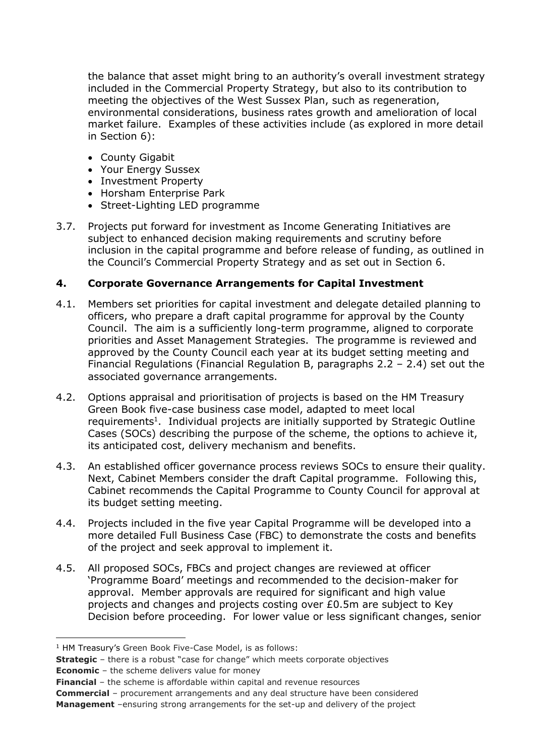the balance that asset might bring to an authority's overall investment strategy included in the Commercial Property Strategy, but also to its contribution to meeting the objectives of the West Sussex Plan, such as regeneration, environmental considerations, business rates growth and amelioration of local market failure. Examples of these activities include (as explored in more detail in Section 6):

- County Gigabit
- Your Energy Sussex
- Investment Property
- Horsham Enterprise Park
- Street-Lighting LED programme

3.7. Projects put forward for investment as Income Generating Initiatives are subject to enhanced decision making requirements and scrutiny before inclusion in the capital programme and before release of funding, as outlined in the Council's Commercial Property Strategy and as set out in Section 6.

## 4. Corporate Governance Arrangements for Capital Investment

4.1. Members set priorities for capital investment and delegate detailed planning to officers, who prepare a draft capital programme for approval by the County Council. The aim is a sufficiently long-term programme, aligned to corporate priorities and Asset Management Strategies. The programme is reviewed and approved by the County Council each year at its budget setting meeting and Financial Regulations (Financial Regulation B, paragraphs 2.2 – 2.4) set out the associated governance arrangements.

4.2. Options appraisal and prioritisation of projects is based on the HM Treasury Green Book five-case business case model, adapted to meet local requirements[1]. Individual projects are initially supported by Strategic Outline Cases (SOCs) describing the purpose of the scheme, the options to achieve it, its anticipated cost, delivery mechanism and benefits.

4.3. An established officer governance process reviews SOCs to ensure their quality. Next, Cabinet Members consider the draft Capital programme. Following this, Cabinet recommends the Capital Programme to County Council for approval at its budget setting meeting.

4.4. Projects included in the five year Capital Programme will be developed into a more detailed Full Business Case (FBC) to demonstrate the costs and benefits of the project and seek approval to implement it.

4.5. All proposed SOCs, FBCs and project changes are reviewed at officer 'Programme Board' meetings and recommended to the decision-maker for approval. Member approvals are required for significant and high value projects and changes and projects costing over £0.5m are subject to Key Decision before proceeding. For lower value or less significant changes, senior

---

[1] HM Treasury's Green Book Five-Case Model, is as follows:
**Strategic** – there is a robust "case for change" which meets corporate objectives
**Economic** – the scheme delivers value for money
**Financial** – the scheme is affordable within capital and revenue resources
**Commercial** – procurement arrangements and any deal structure have been considered
**Management** –ensuring strong arrangements for the set-up and delivery of the project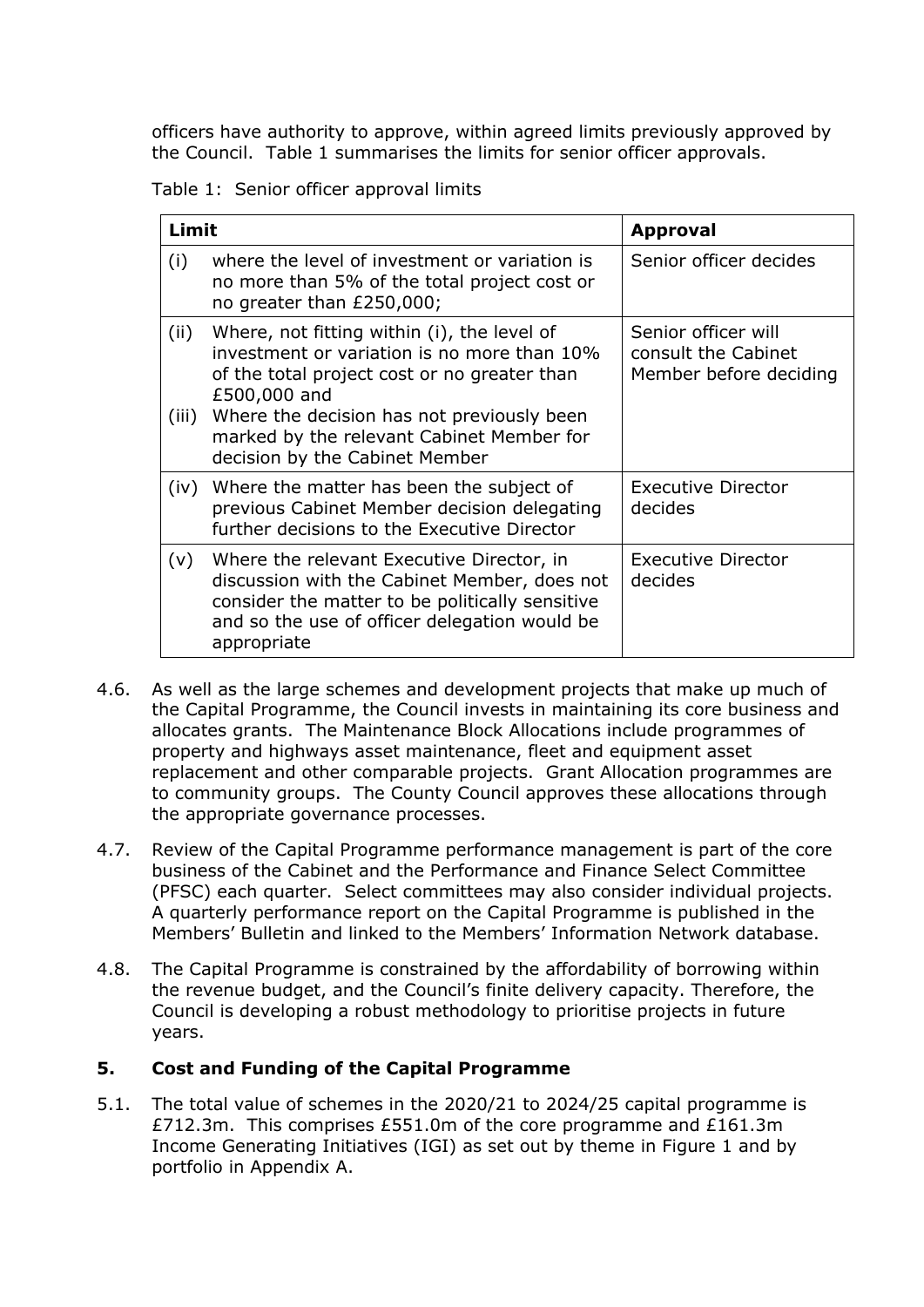officers have authority to approve, within agreed limits previously approved by the Council. Table 1 summarises the limits for senior officer approvals.

Table 1: Senior officer approval limits

| Limit | Approval |
|---|---|
| (i) where the level of investment or variation is no more than 5% of the total project cost or no greater than £250,000; | Senior officer decides |
| (ii) Where, not fitting within (i), the level of investment or variation is no more than 10% of the total project cost or no greater than £500,000 and<br>(iii) Where the decision has not previously been marked by the relevant Cabinet Member for decision by the Cabinet Member | Senior officer will consult the Cabinet Member before deciding |
| (iv) Where the matter has been the subject of previous Cabinet Member decision delegating further decisions to the Executive Director | Executive Director decides |
| (v) Where the relevant Executive Director, in discussion with the Cabinet Member, does not consider the matter to be politically sensitive and so the use of officer delegation would be appropriate | Executive Director decides |

4.6. As well as the large schemes and development projects that make up much of the Capital Programme, the Council invests in maintaining its core business and allocates grants. The Maintenance Block Allocations include programmes of property and highways asset maintenance, fleet and equipment asset replacement and other comparable projects. Grant Allocation programmes are to community groups. The County Council approves these allocations through the appropriate governance processes.

4.7. Review of the Capital Programme performance management is part of the core business of the Cabinet and the Performance and Finance Select Committee (PFSC) each quarter. Select committees may also consider individual projects. A quarterly performance report on the Capital Programme is published in the Members' Bulletin and linked to the Members' Information Network database.

4.8. The Capital Programme is constrained by the affordability of borrowing within the revenue budget, and the Council's finite delivery capacity. Therefore, the Council is developing a robust methodology to prioritise projects in future years.

## 5. Cost and Funding of the Capital Programme

5.1. The total value of schemes in the 2020/21 to 2024/25 capital programme is £712.3m. This comprises £551.0m of the core programme and £161.3m Income Generating Initiatives (IGI) as set out by theme in Figure 1 and by portfolio in Appendix A.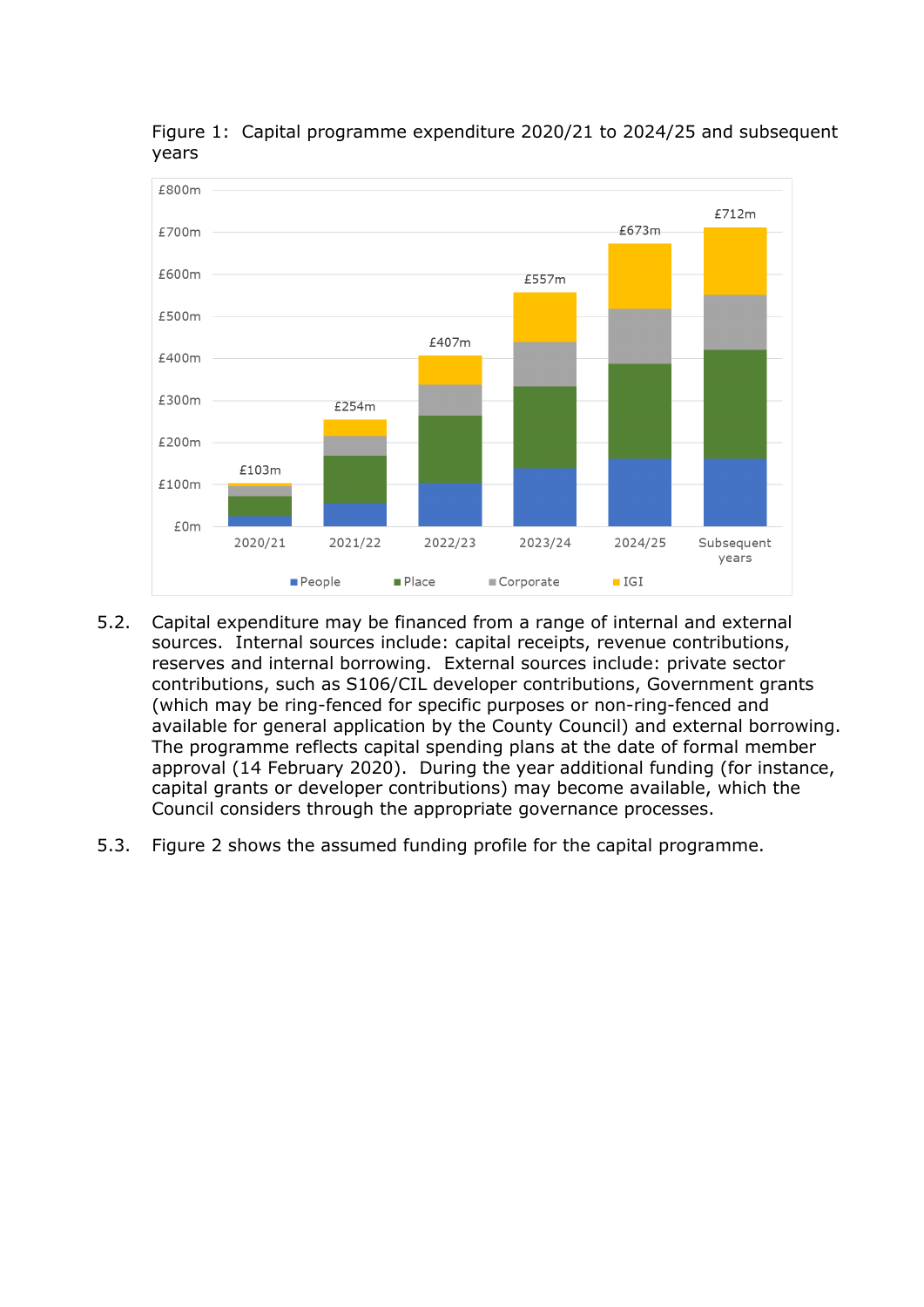Figure 1: Capital programme expenditure 2020/21 to 2024/25 and subsequent years

5.2. Capital expenditure may be financed from a range of internal and external sources. Internal sources include: capital receipts, revenue contributions, reserves and internal borrowing. External sources include: private sector contributions, such as S106/CIL developer contributions, Government grants (which may be ring-fenced for specific purposes or non-ring-fenced and available for general application by the County Council) and external borrowing. The programme reflects capital spending plans at the date of formal member approval (14 February 2020). During the year additional funding (for instance, capital grants or developer contributions) may become available, which the Council considers through the appropriate governance processes.

5.3. Figure 2 shows the assumed funding profile for the capital programme.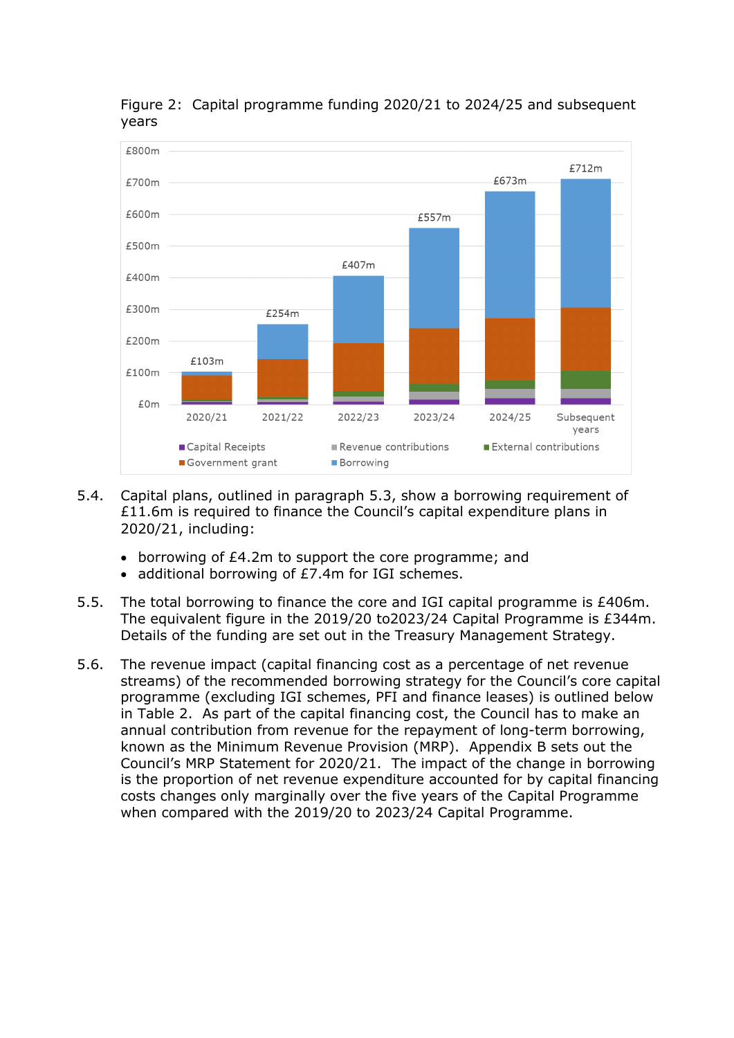Figure 2: Capital programme funding 2020/21 to 2024/25 and subsequent years

5.4. Capital plans, outlined in paragraph 5.3, show a borrowing requirement of £11.6m is required to finance the Council's capital expenditure plans in 2020/21, including:

- borrowing of £4.2m to support the core programme; and
- additional borrowing of £7.4m for IGI schemes.

5.5. The total borrowing to finance the core and IGI capital programme is £406m. The equivalent figure in the 2019/20 to2023/24 Capital Programme is £344m. Details of the funding are set out in the Treasury Management Strategy.

5.6. The revenue impact (capital financing cost as a percentage of net revenue streams) of the recommended borrowing strategy for the Council's core capital programme (excluding IGI schemes, PFI and finance leases) is outlined below in Table 2. As part of the capital financing cost, the Council has to make an annual contribution from revenue for the repayment of long-term borrowing, known as the Minimum Revenue Provision (MRP). Appendix B sets out the Council's MRP Statement for 2020/21. The impact of the change in borrowing is the proportion of net revenue expenditure accounted for by capital financing costs changes only marginally over the five years of the Capital Programme when compared with the 2019/20 to 2023/24 Capital Programme.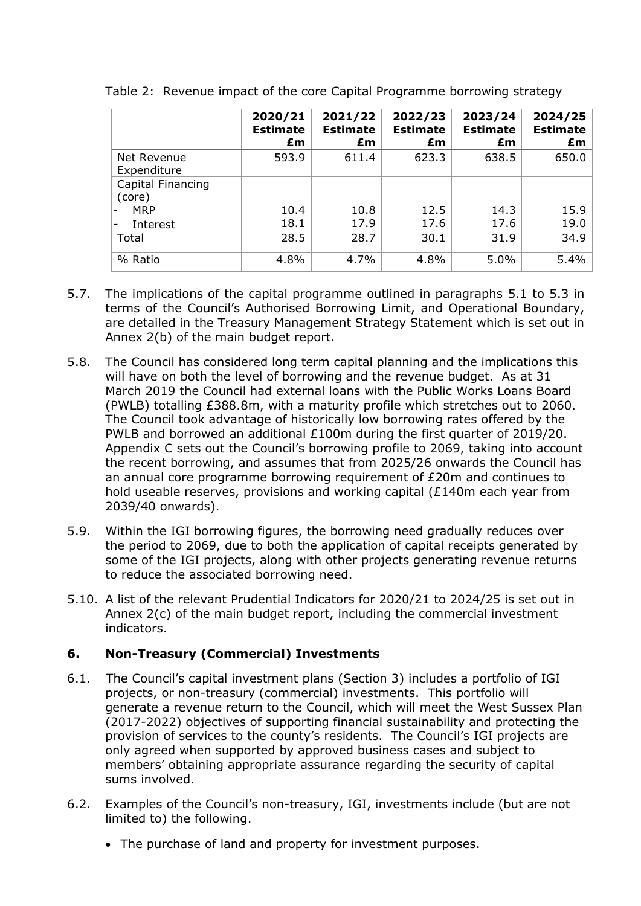Table 2: Revenue impact of the core Capital Programme borrowing strategy

| | 2020/21 Estimate £m | 2021/22 Estimate £m | 2022/23 Estimate £m | 2023/24 Estimate £m | 2024/25 Estimate £m |
|---|---|---|---|---|---|
| Net Revenue Expenditure | 593.9 | 611.4 | 623.3 | 638.5 | 650.0 |
| Capital Financing (core) | | | | | |
| - MRP | 10.4 | 10.8 | 12.5 | 14.3 | 15.9 |
| - Interest | 18.1 | 17.9 | 17.6 | 17.6 | 19.0 |
| Total | 28.5 | 28.7 | 30.1 | 31.9 | 34.9 |
| % Ratio | 4.8% | 4.7% | 4.8% | 5.0% | 5.4% |

5.7. The implications of the capital programme outlined in paragraphs 5.1 to 5.3 in terms of the Council's Authorised Borrowing Limit, and Operational Boundary, are detailed in the Treasury Management Strategy Statement which is set out in Annex 2(b) of the main budget report.

5.8. The Council has considered long term capital planning and the implications this will have on both the level of borrowing and the revenue budget. As at 31 March 2019 the Council had external loans with the Public Works Loans Board (PWLB) totalling £388.8m, with a maturity profile which stretches out to 2060. The Council took advantage of historically low borrowing rates offered by the PWLB and borrowed an additional £100m during the first quarter of 2019/20. Appendix C sets out the Council's borrowing profile to 2069, taking into account the recent borrowing, and assumes that from 2025/26 onwards the Council has an annual core programme borrowing requirement of £20m and continues to hold useable reserves, provisions and working capital (£140m each year from 2039/40 onwards).

5.9. Within the IGI borrowing figures, the borrowing need gradually reduces over the period to 2069, due to both the application of capital receipts generated by some of the IGI projects, along with other projects generating revenue returns to reduce the associated borrowing need.

5.10. A list of the relevant Prudential Indicators for 2020/21 to 2024/25 is set out in Annex 2(c) of the main budget report, including the commercial investment indicators.

## 6. Non-Treasury (Commercial) Investments

6.1. The Council's capital investment plans (Section 3) includes a portfolio of IGI projects, or non-treasury (commercial) investments. This portfolio will generate a revenue return to the Council, which will meet the West Sussex Plan (2017-2022) objectives of supporting financial sustainability and protecting the provision of services to the county's residents. The Council's IGI projects are only agreed when supported by approved business cases and subject to members' obtaining appropriate assurance regarding the security of capital sums involved.

6.2. Examples of the Council's non-treasury, IGI, investments include (but are not limited to) the following.

- The purchase of land and property for investment purposes.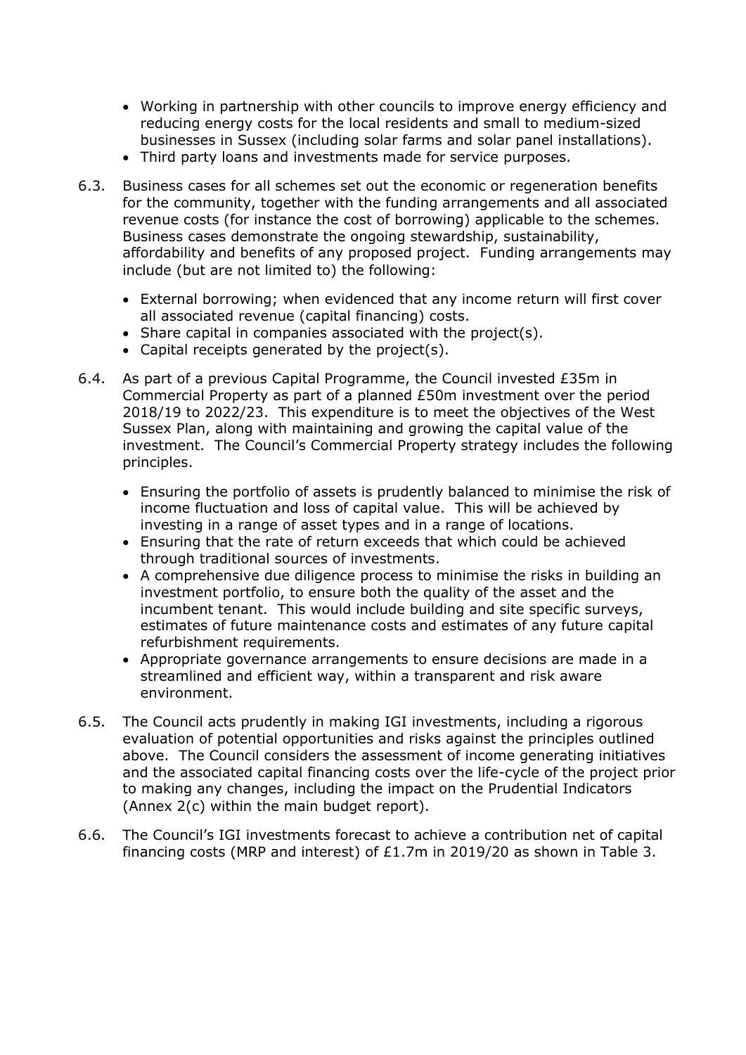- Working in partnership with other councils to improve energy efficiency and reducing energy costs for the local residents and small to medium-sized businesses in Sussex (including solar farms and solar panel installations).
- Third party loans and investments made for service purposes.

6.3. Business cases for all schemes set out the economic or regeneration benefits for the community, together with the funding arrangements and all associated revenue costs (for instance the cost of borrowing) applicable to the schemes. Business cases demonstrate the ongoing stewardship, sustainability, affordability and benefits of any proposed project. Funding arrangements may include (but are not limited to) the following:

- External borrowing; when evidenced that any income return will first cover all associated revenue (capital financing) costs.
- Share capital in companies associated with the project(s).
- Capital receipts generated by the project(s).

6.4. As part of a previous Capital Programme, the Council invested £35m in Commercial Property as part of a planned £50m investment over the period 2018/19 to 2022/23. This expenditure is to meet the objectives of the West Sussex Plan, along with maintaining and growing the capital value of the investment. The Council's Commercial Property strategy includes the following principles.

- Ensuring the portfolio of assets is prudently balanced to minimise the risk of income fluctuation and loss of capital value. This will be achieved by investing in a range of asset types and in a range of locations.
- Ensuring that the rate of return exceeds that which could be achieved through traditional sources of investments.
- A comprehensive due diligence process to minimise the risks in building an investment portfolio, to ensure both the quality of the asset and the incumbent tenant. This would include building and site specific surveys, estimates of future maintenance costs and estimates of any future capital refurbishment requirements.
- Appropriate governance arrangements to ensure decisions are made in a streamlined and efficient way, within a transparent and risk aware environment.

6.5. The Council acts prudently in making IGI investments, including a rigorous evaluation of potential opportunities and risks against the principles outlined above. The Council considers the assessment of income generating initiatives and the associated capital financing costs over the life-cycle of the project prior to making any changes, including the impact on the Prudential Indicators (Annex 2(c) within the main budget report).

6.6. The Council's IGI investments forecast to achieve a contribution net of capital financing costs (MRP and interest) of £1.7m in 2019/20 as shown in Table 3.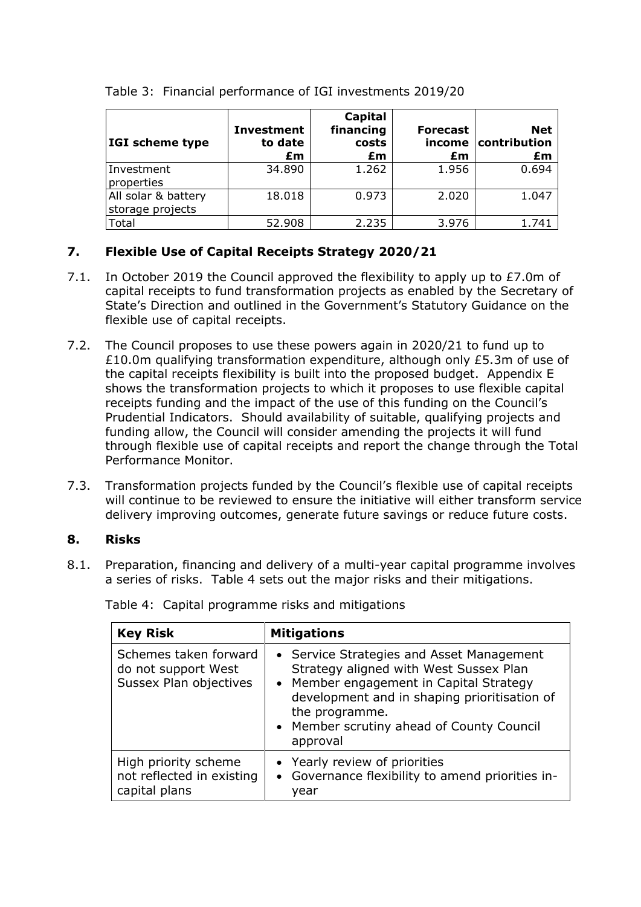Table 3: Financial performance of IGI investments 2019/20

| IGI scheme type | Investment to date £m | Capital financing costs £m | Forecast income £m | Net contribution £m |
|---|---|---|---|---|
| Investment properties | 34.890 | 1.262 | 1.956 | 0.694 |
| All solar & battery storage projects | 18.018 | 0.973 | 2.020 | 1.047 |
| Total | 52.908 | 2.235 | 3.976 | 1.741 |

## 7. Flexible Use of Capital Receipts Strategy 2020/21

7.1. In October 2019 the Council approved the flexibility to apply up to £7.0m of capital receipts to fund transformation projects as enabled by the Secretary of State's Direction and outlined in the Government's Statutory Guidance on the flexible use of capital receipts.

7.2. The Council proposes to use these powers again in 2020/21 to fund up to £10.0m qualifying transformation expenditure, although only £5.3m of use of the capital receipts flexibility is built into the proposed budget. Appendix E shows the transformation projects to which it proposes to use flexible capital receipts funding and the impact of the use of this funding on the Council's Prudential Indicators. Should availability of suitable, qualifying projects and funding allow, the Council will consider amending the projects it will fund through flexible use of capital receipts and report the change through the Total Performance Monitor.

7.3. Transformation projects funded by the Council's flexible use of capital receipts will continue to be reviewed to ensure the initiative will either transform service delivery improving outcomes, generate future savings or reduce future costs.

## 8. Risks

8.1. Preparation, financing and delivery of a multi-year capital programme involves a series of risks. Table 4 sets out the major risks and their mitigations.

Table 4: Capital programme risks and mitigations

| Key Risk | Mitigations |
|---|---|
| Schemes taken forward do not support West Sussex Plan objectives | • Service Strategies and Asset Management Strategy aligned with West Sussex Plan<br>• Member engagement in Capital Strategy development and in shaping prioritisation of the programme.<br>• Member scrutiny ahead of County Council approval |
| High priority scheme not reflected in existing capital plans | • Yearly review of priorities<br>• Governance flexibility to amend priorities in-year |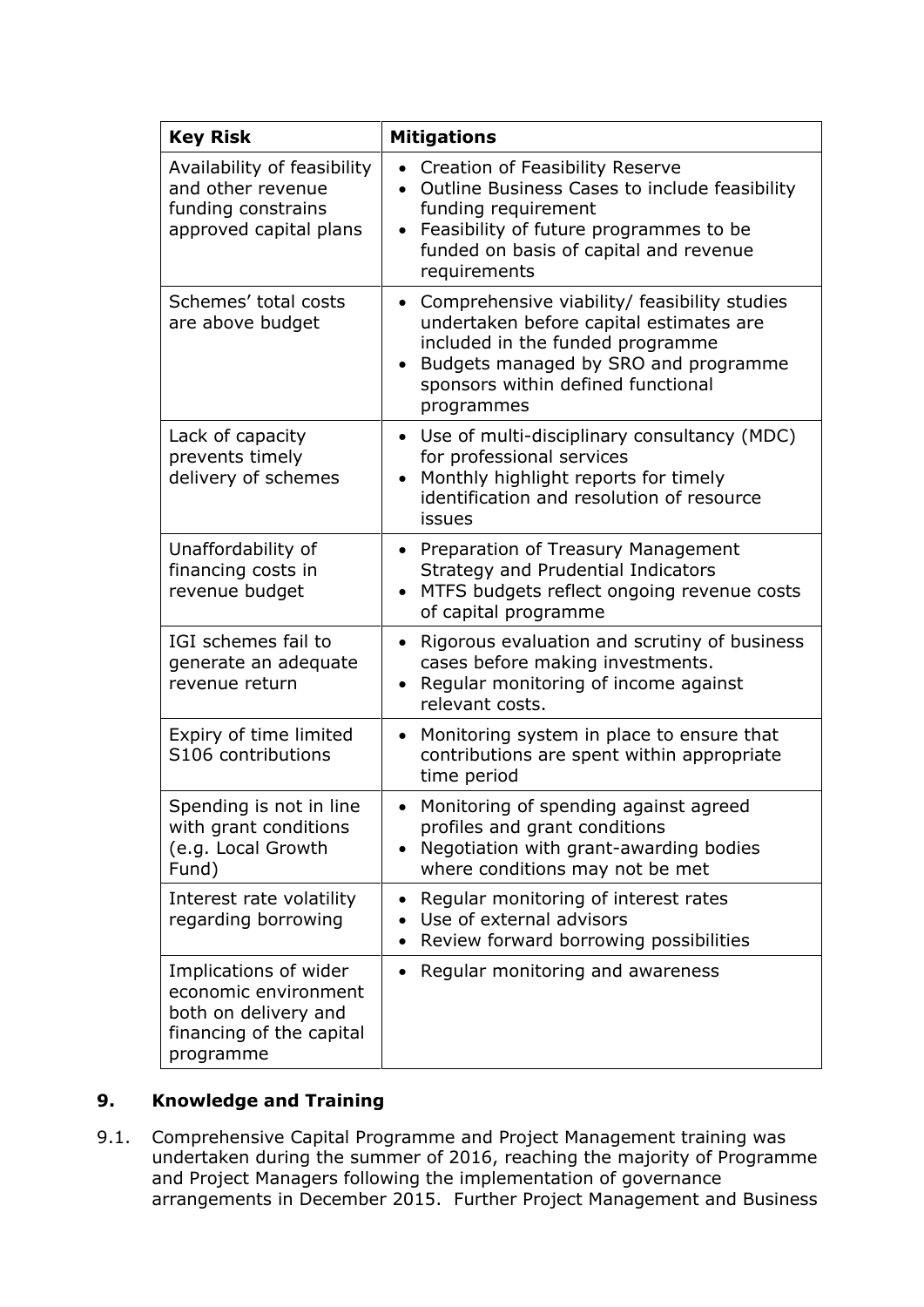| Key Risk | Mitigations |
|---|---|
| Availability of feasibility and other revenue funding constrains approved capital plans | • Creation of Feasibility Reserve<br>• Outline Business Cases to include feasibility funding requirement<br>• Feasibility of future programmes to be funded on basis of capital and revenue requirements |
| Schemes' total costs are above budget | • Comprehensive viability/ feasibility studies undertaken before capital estimates are included in the funded programme<br>• Budgets managed by SRO and programme sponsors within defined functional programmes |
| Lack of capacity prevents timely delivery of schemes | • Use of multi-disciplinary consultancy (MDC) for professional services<br>• Monthly highlight reports for timely identification and resolution of resource issues |
| Unaffordability of financing costs in revenue budget | • Preparation of Treasury Management Strategy and Prudential Indicators<br>• MTFS budgets reflect ongoing revenue costs of capital programme |
| IGI schemes fail to generate an adequate revenue return | • Rigorous evaluation and scrutiny of business cases before making investments.<br>• Regular monitoring of income against relevant costs. |
| Expiry of time limited S106 contributions | • Monitoring system in place to ensure that contributions are spent within appropriate time period |
| Spending is not in line with grant conditions (e.g. Local Growth Fund) | • Monitoring of spending against agreed profiles and grant conditions<br>• Negotiation with grant-awarding bodies where conditions may not be met |
| Interest rate volatility regarding borrowing | • Regular monitoring of interest rates<br>• Use of external advisors<br>• Review forward borrowing possibilities |
| Implications of wider economic environment both on delivery and financing of the capital programme | • Regular monitoring and awareness |

## 9. Knowledge and Training

9.1. Comprehensive Capital Programme and Project Management training was undertaken during the summer of 2016, reaching the majority of Programme and Project Managers following the implementation of governance arrangements in December 2015. Further Project Management and Business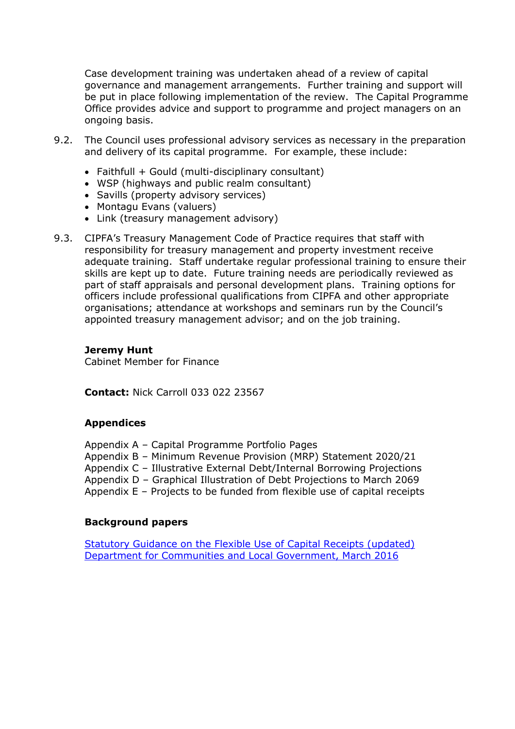Case development training was undertaken ahead of a review of capital governance and management arrangements. Further training and support will be put in place following implementation of the review. The Capital Programme Office provides advice and support to programme and project managers on an ongoing basis.

9.2. The Council uses professional advisory services as necessary in the preparation and delivery of its capital programme. For example, these include:

- Faithfull + Gould (multi-disciplinary consultant)
- WSP (highways and public realm consultant)
- Savills (property advisory services)
- Montagu Evans (valuers)
- Link (treasury management advisory)

9.3. CIPFA's Treasury Management Code of Practice requires that staff with responsibility for treasury management and property investment receive adequate training. Staff undertake regular professional training to ensure their skills are kept up to date. Future training needs are periodically reviewed as part of staff appraisals and personal development plans. Training options for officers include professional qualifications from CIPFA and other appropriate organisations; attendance at workshops and seminars run by the Council's appointed treasury management advisor; and on the job training.

**Jeremy Hunt**
Cabinet Member for Finance

**Contact:** Nick Carroll 033 022 23567

**Appendices**

Appendix A – Capital Programme Portfolio Pages
Appendix B – Minimum Revenue Provision (MRP) Statement 2020/21
Appendix C – Illustrative External Debt/Internal Borrowing Projections
Appendix D – Graphical Illustration of Debt Projections to March 2069
Appendix E – Projects to be funded from flexible use of capital receipts

**Background papers**

Statutory Guidance on the Flexible Use of Capital Receipts (updated) Department for Communities and Local Government, March 2016